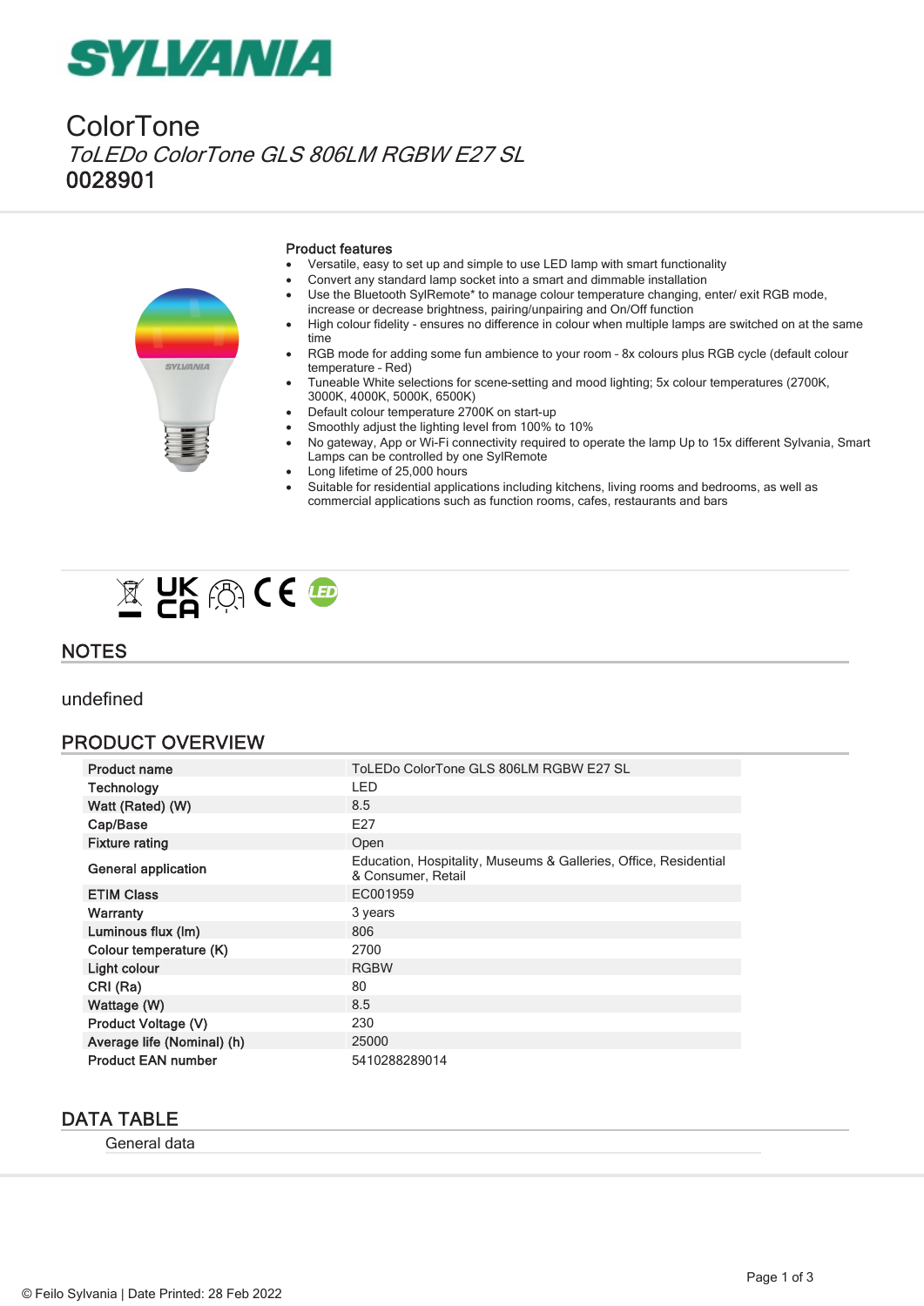SYLVANIA

# ColorTone

*ToLEDo ColorTone GLS 806LM RGBW E27 SL*

**0028901**

### Product features

- Versatile, easy to set up and simple to use LED lamp with smart functionality
- Convert any standard lamp socket into a smart and dimmable installation
- Use the Bluetooth SylRemote* to manage colour temperature changing, enter/ exit RGB mode, increase or decrease brightness, pairing/unpairing and On/Off function
- High colour fidelity - ensures no difference in colour when multiple lamps are switched on at the same time
- RGB mode for adding some fun ambience to your room - 8x colours plus RGB cycle (default colour temperature - Red)
- Tuneable White selections for scene-setting and mood lighting; 5x colour temperatures (2700K, 3000K, 4000K, 5000K, 6500K)
- Default colour temperature 2700K on start-up
- Smoothly adjust the lighting level from 100% to 10%
- No gateway, App or Wi-Fi connectivity required to operate the lamp Up to 15x different Sylvania, Smart Lamps can be controlled by one SylRemote
- Long lifetime of 25,000 hours
- Suitable for residential applications including kitchens, living rooms and bedrooms, as well as commercial applications such as function rooms, cafes, restaurants and bars

## NOTES

undefined

## PRODUCT OVERVIEW

| | |
|---|---|
| **Product name** | ToLEDo ColorTone GLS 806LM RGBW E27 SL |
| **Technology** | LED |
| **Watt (Rated) (W)** | 8.5 |
| **Cap/Base** | E27 |
| **Fixture rating** | Open |
| **General application** | Education, Hospitality, Museums & Galleries, Office, Residential & Consumer, Retail |
| **ETIM Class** | EC001959 |
| **Warranty** | 3 years |
| **Luminous flux (lm)** | 806 |
| **Colour temperature (K)** | 2700 |
| **Light colour** | RGBW |
| **CRI (Ra)** | 80 |
| **Wattage (W)** | 8.5 |
| **Product Voltage (V)** | 230 |
| **Average life (Nominal) (h)** | 25000 |
| **Product EAN number** | 5410288289014 |

## DATA TABLE

General data

© Feilo Sylvania | Date Printed: 28 Feb 2022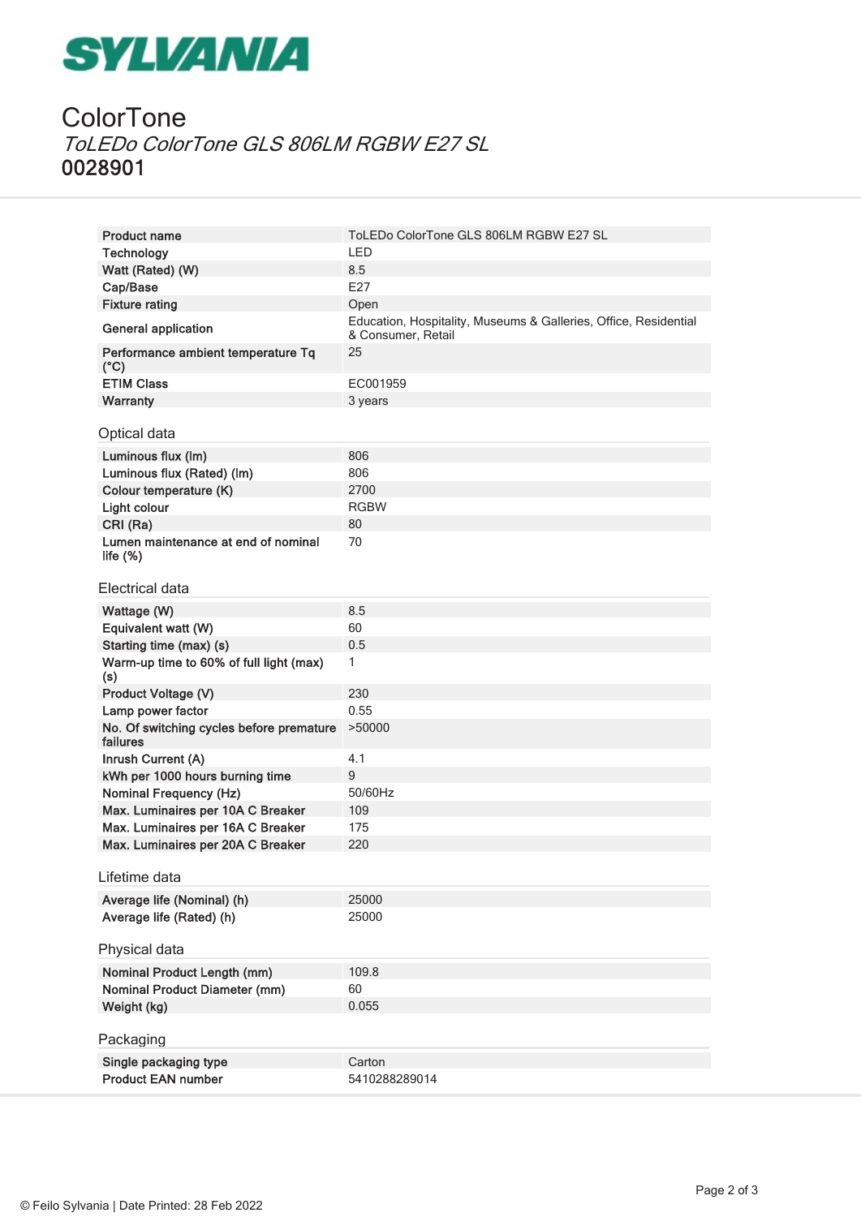# ColorTone

*ToLEDo ColorTone GLS 806LM RGBW E27 SL*

**0028901**

| | |
|---|---|
| Product name | ToLEDo ColorTone GLS 806LM RGBW E27 SL |
| Technology | LED |
| Watt (Rated) (W) | 8.5 |
| Cap/Base | E27 |
| Fixture rating | Open |
| General application | Education, Hospitality, Museums & Galleries, Office, Residential & Consumer, Retail |
| Performance ambient temperature Tq (°C) | 25 |
| ETIM Class | EC001959 |
| Warranty | 3 years |

## Optical data

| | |
|---|---|
| Luminous flux (lm) | 806 |
| Luminous flux (Rated) (lm) | 806 |
| Colour temperature (K) | 2700 |
| Light colour | RGBW |
| CRI (Ra) | 80 |
| Lumen maintenance at end of nominal life (%) | 70 |

## Electrical data

| | |
|---|---|
| Wattage (W) | 8.5 |
| Equivalent watt (W) | 60 |
| Starting time (max) (s) | 0.5 |
| Warm-up time to 60% of full light (max) (s) | 1 |
| Product Voltage (V) | 230 |
| Lamp power factor | 0.55 |
| No. Of switching cycles before premature failures | >50000 |
| Inrush Current (A) | 4.1 |
| kWh per 1000 hours burning time | 9 |
| Nominal Frequency (Hz) | 50/60Hz |
| Max. Luminaires per 10A C Breaker | 109 |
| Max. Luminaires per 16A C Breaker | 175 |
| Max. Luminaires per 20A C Breaker | 220 |

## Lifetime data

| | |
|---|---|
| Average life (Nominal) (h) | 25000 |
| Average life (Rated) (h) | 25000 |

## Physical data

| | |
|---|---|
| Nominal Product Length (mm) | 109.8 |
| Nominal Product Diameter (mm) | 60 |
| Weight (kg) | 0.055 |

## Packaging

| | |
|---|---|
| Single packaging type | Carton |
| Product EAN number | 5410288289014 |

© Feilo Sylvania | Date Printed: 28 Feb 2022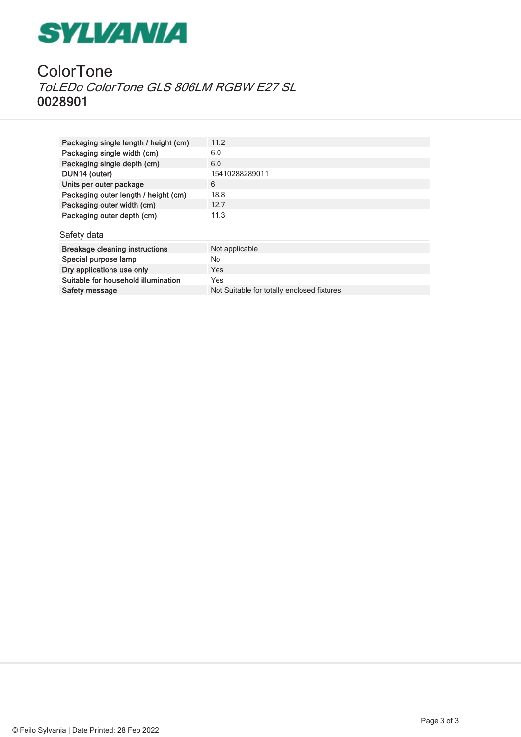# SYLVANIA

## ColorTone

*ToLEDo ColorTone GLS 806LM RGBW E27 SL*

**0028901**

| | |
|---|---|
| Packaging single length / height (cm) | 11.2 |
| Packaging single width (cm) | 6.0 |
| Packaging single depth (cm) | 6.0 |
| DUN14 (outer) | 15410288289011 |
| Units per outer package | 6 |
| Packaging outer length / height (cm) | 18.8 |
| Packaging outer width (cm) | 12.7 |
| Packaging outer depth (cm) | 11.3 |

### Safety data

| | |
|---|---|
| Breakage cleaning instructions | Not applicable |
| Special purpose lamp | No |
| Dry applications use only | Yes |
| Suitable for household illumination | Yes |
| Safety message | Not Suitable for totally enclosed fixtures |

© Feilo Sylvania | Date Printed: 28 Feb 2022